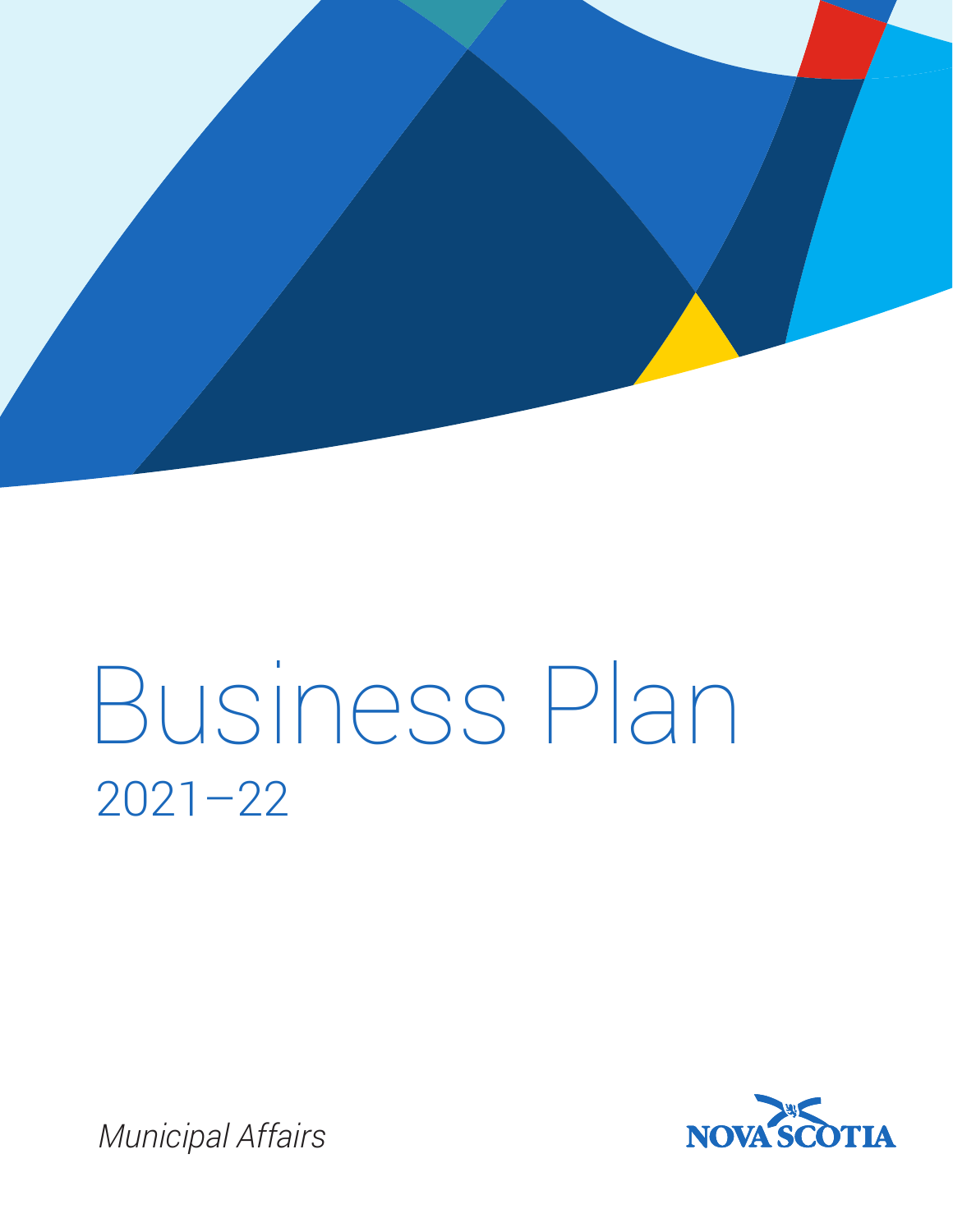# Business Plan

## 2021–22

*Municipal Affairs*

NOVA SCOTIA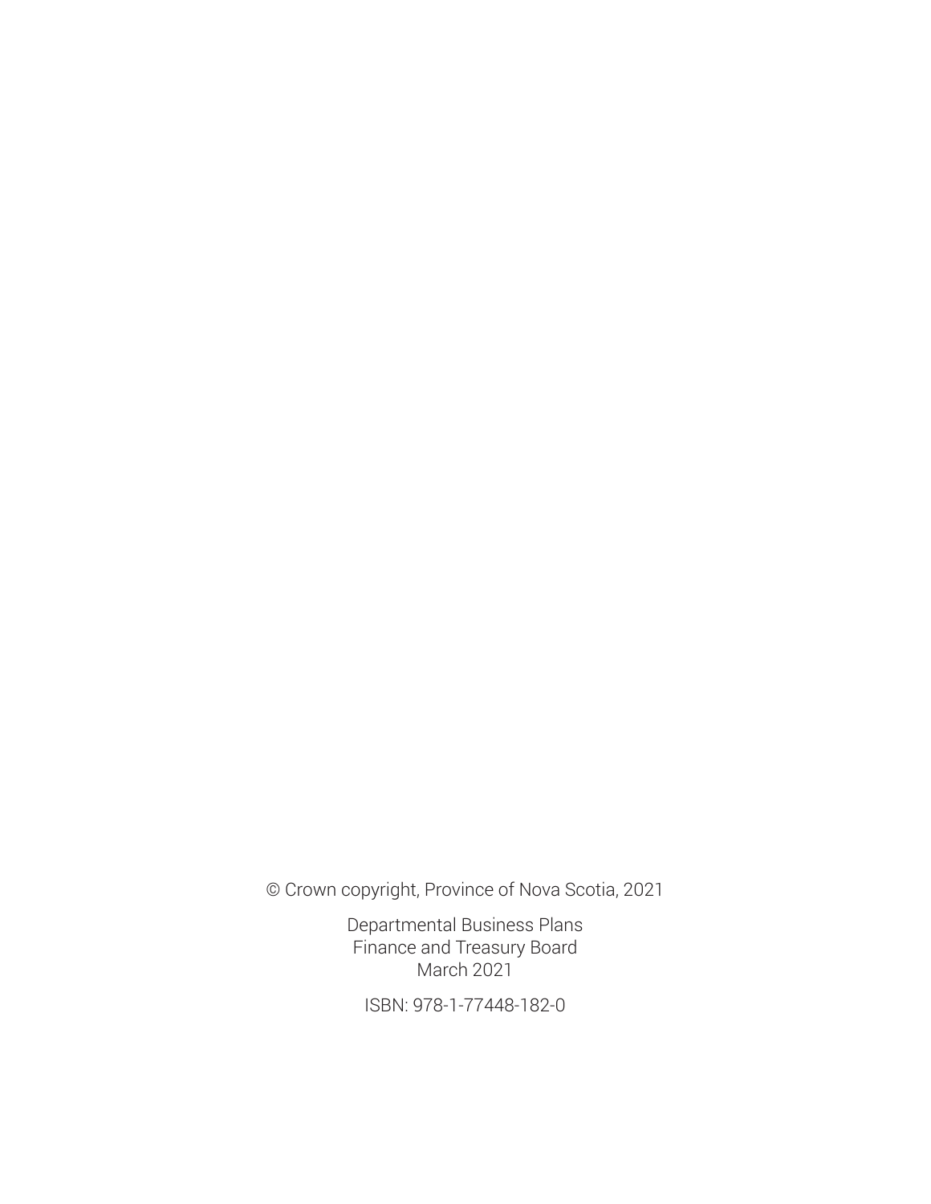© Crown copyright, Province of Nova Scotia, 2021

Departmental Business Plans
Finance and Treasury Board
March 2021

ISBN: 978-1-77448-182-0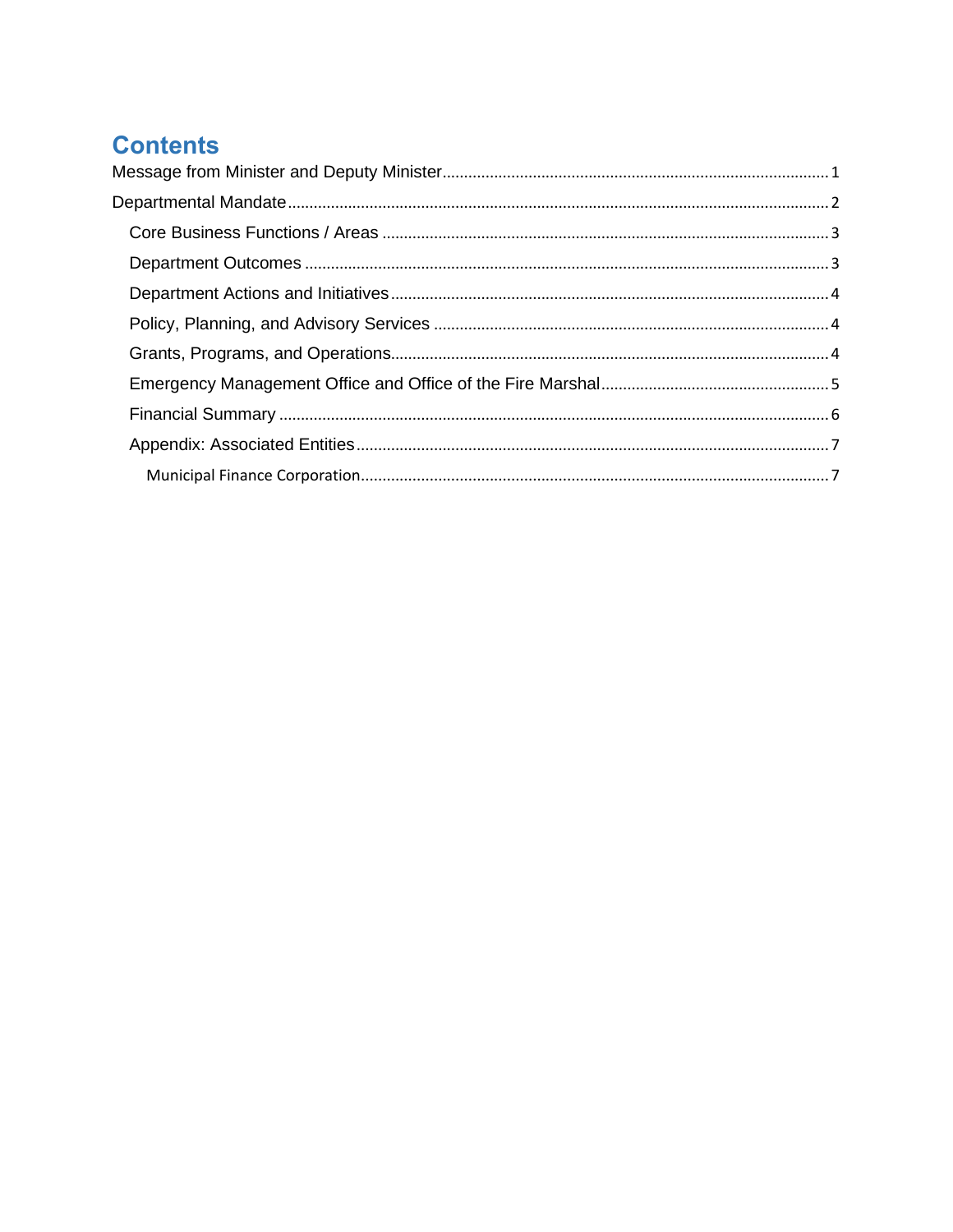# Contents

Message from Minister and Deputy Minister........................................................................................1

Departmental Mandate............................................................................................................................2

- Core Business Functions / Areas ......................................................................................................3
- Department Outcomes ........................................................................................................................3
- Department Actions and Initiatives.....................................................................................................4
- Policy, Planning, and Advisory Services ............................................................................................4
- Grants, Programs, and Operations......................................................................................................4
- Emergency Management Office and Office of the Fire Marshal.......................................................5
- Financial Summary ..............................................................................................................................6
- Appendix: Associated Entities.............................................................................................................7
  - Municipal Finance Corporation.........................................................................................................7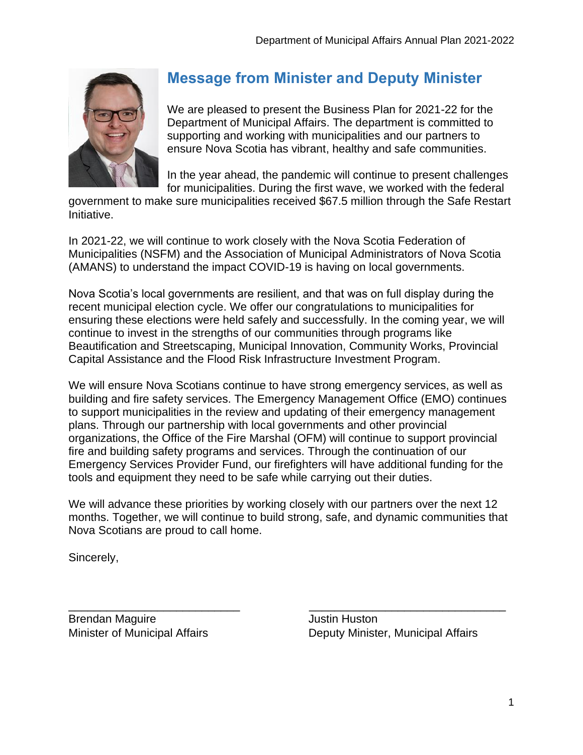## Message from Minister and Deputy Minister

We are pleased to present the Business Plan for 2021-22 for the Department of Municipal Affairs. The department is committed to supporting and working with municipalities and our partners to ensure Nova Scotia has vibrant, healthy and safe communities.

In the year ahead, the pandemic will continue to present challenges for municipalities. During the first wave, we worked with the federal government to make sure municipalities received $67.5 million through the Safe Restart Initiative.

In 2021-22, we will continue to work closely with the Nova Scotia Federation of Municipalities (NSFM) and the Association of Municipal Administrators of Nova Scotia (AMANS) to understand the impact COVID-19 is having on local governments.

Nova Scotia's local governments are resilient, and that was on full display during the recent municipal election cycle. We offer our congratulations to municipalities for ensuring these elections were held safely and successfully. In the coming year, we will continue to invest in the strengths of our communities through programs like Beautification and Streetscaping, Municipal Innovation, Community Works, Provincial Capital Assistance and the Flood Risk Infrastructure Investment Program.

We will ensure Nova Scotians continue to have strong emergency services, as well as building and fire safety services. The Emergency Management Office (EMO) continues to support municipalities in the review and updating of their emergency management plans. Through our partnership with local governments and other provincial organizations, the Office of the Fire Marshal (OFM) will continue to support provincial fire and building safety programs and services. Through the continuation of our Emergency Services Provider Fund, our firefighters will have additional funding for the tools and equipment they need to be safe while carrying out their duties.

We will advance these priorities by working closely with our partners over the next 12 months. Together, we will continue to build strong, safe, and dynamic communities that Nova Scotians are proud to call home.

Sincerely,

\_\_\_\_\_\_\_\_\_\_\_\_\_\_\_\_\_\_\_\_\_\_\_\_\_\_\_\_
Brendan Maguire
Minister of Municipal Affairs

\_\_\_\_\_\_\_\_\_\_\_\_\_\_\_\_\_\_\_\_\_\_\_\_\_\_\_\_
Justin Huston
Deputy Minister, Municipal Affairs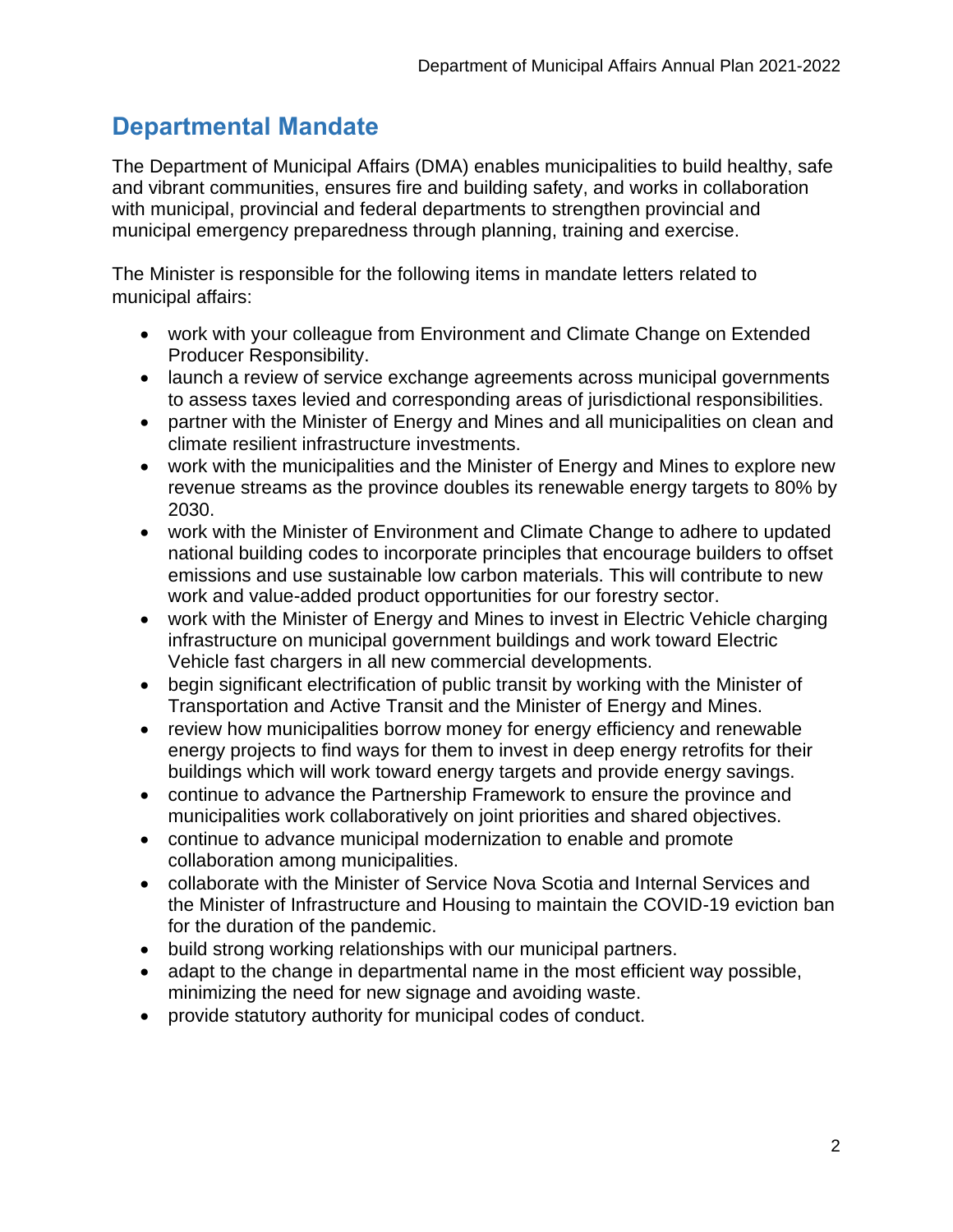## Departmental Mandate

The Department of Municipal Affairs (DMA) enables municipalities to build healthy, safe and vibrant communities, ensures fire and building safety, and works in collaboration with municipal, provincial and federal departments to strengthen provincial and municipal emergency preparedness through planning, training and exercise.

The Minister is responsible for the following items in mandate letters related to municipal affairs:

- work with your colleague from Environment and Climate Change on Extended Producer Responsibility.
- launch a review of service exchange agreements across municipal governments to assess taxes levied and corresponding areas of jurisdictional responsibilities.
- partner with the Minister of Energy and Mines and all municipalities on clean and climate resilient infrastructure investments.
- work with the municipalities and the Minister of Energy and Mines to explore new revenue streams as the province doubles its renewable energy targets to 80% by 2030.
- work with the Minister of Environment and Climate Change to adhere to updated national building codes to incorporate principles that encourage builders to offset emissions and use sustainable low carbon materials. This will contribute to new work and value-added product opportunities for our forestry sector.
- work with the Minister of Energy and Mines to invest in Electric Vehicle charging infrastructure on municipal government buildings and work toward Electric Vehicle fast chargers in all new commercial developments.
- begin significant electrification of public transit by working with the Minister of Transportation and Active Transit and the Minister of Energy and Mines.
- review how municipalities borrow money for energy efficiency and renewable energy projects to find ways for them to invest in deep energy retrofits for their buildings which will work toward energy targets and provide energy savings.
- continue to advance the Partnership Framework to ensure the province and municipalities work collaboratively on joint priorities and shared objectives.
- continue to advance municipal modernization to enable and promote collaboration among municipalities.
- collaborate with the Minister of Service Nova Scotia and Internal Services and the Minister of Infrastructure and Housing to maintain the COVID-19 eviction ban for the duration of the pandemic.
- build strong working relationships with our municipal partners.
- adapt to the change in departmental name in the most efficient way possible, minimizing the need for new signage and avoiding waste.
- provide statutory authority for municipal codes of conduct.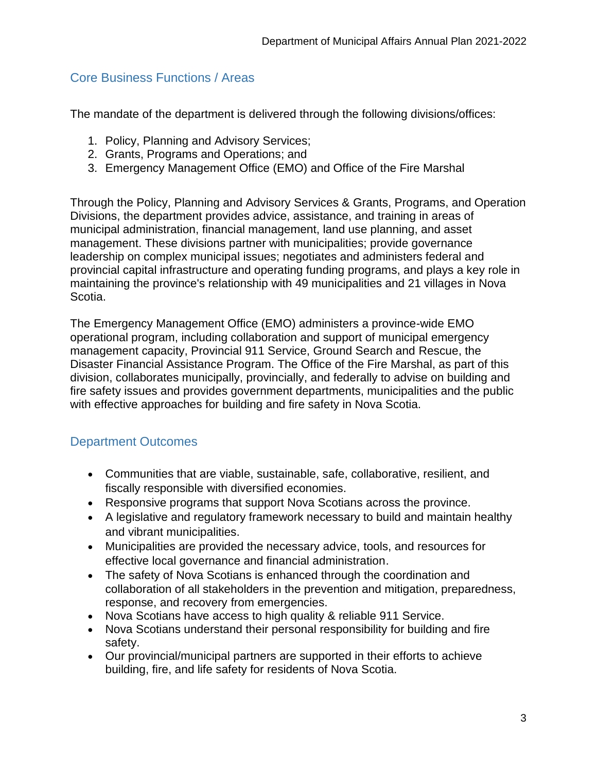## Core Business Functions / Areas

The mandate of the department is delivered through the following divisions/offices:

1. Policy, Planning and Advisory Services;
2. Grants, Programs and Operations; and
3. Emergency Management Office (EMO) and Office of the Fire Marshal

Through the Policy, Planning and Advisory Services & Grants, Programs, and Operation Divisions, the department provides advice, assistance, and training in areas of municipal administration, financial management, land use planning, and asset management. These divisions partner with municipalities; provide governance leadership on complex municipal issues; negotiates and administers federal and provincial capital infrastructure and operating funding programs, and plays a key role in maintaining the province's relationship with 49 municipalities and 21 villages in Nova Scotia.

The Emergency Management Office (EMO) administers a province-wide EMO operational program, including collaboration and support of municipal emergency management capacity, Provincial 911 Service, Ground Search and Rescue, the Disaster Financial Assistance Program. The Office of the Fire Marshal, as part of this division, collaborates municipally, provincially, and federally to advise on building and fire safety issues and provides government departments, municipalities and the public with effective approaches for building and fire safety in Nova Scotia.

## Department Outcomes

- Communities that are viable, sustainable, safe, collaborative, resilient, and fiscally responsible with diversified economies.
- Responsive programs that support Nova Scotians across the province.
- A legislative and regulatory framework necessary to build and maintain healthy and vibrant municipalities.
- Municipalities are provided the necessary advice, tools, and resources for effective local governance and financial administration.
- The safety of Nova Scotians is enhanced through the coordination and collaboration of all stakeholders in the prevention and mitigation, preparedness, response, and recovery from emergencies.
- Nova Scotians have access to high quality & reliable 911 Service.
- Nova Scotians understand their personal responsibility for building and fire safety.
- Our provincial/municipal partners are supported in their efforts to achieve building, fire, and life safety for residents of Nova Scotia.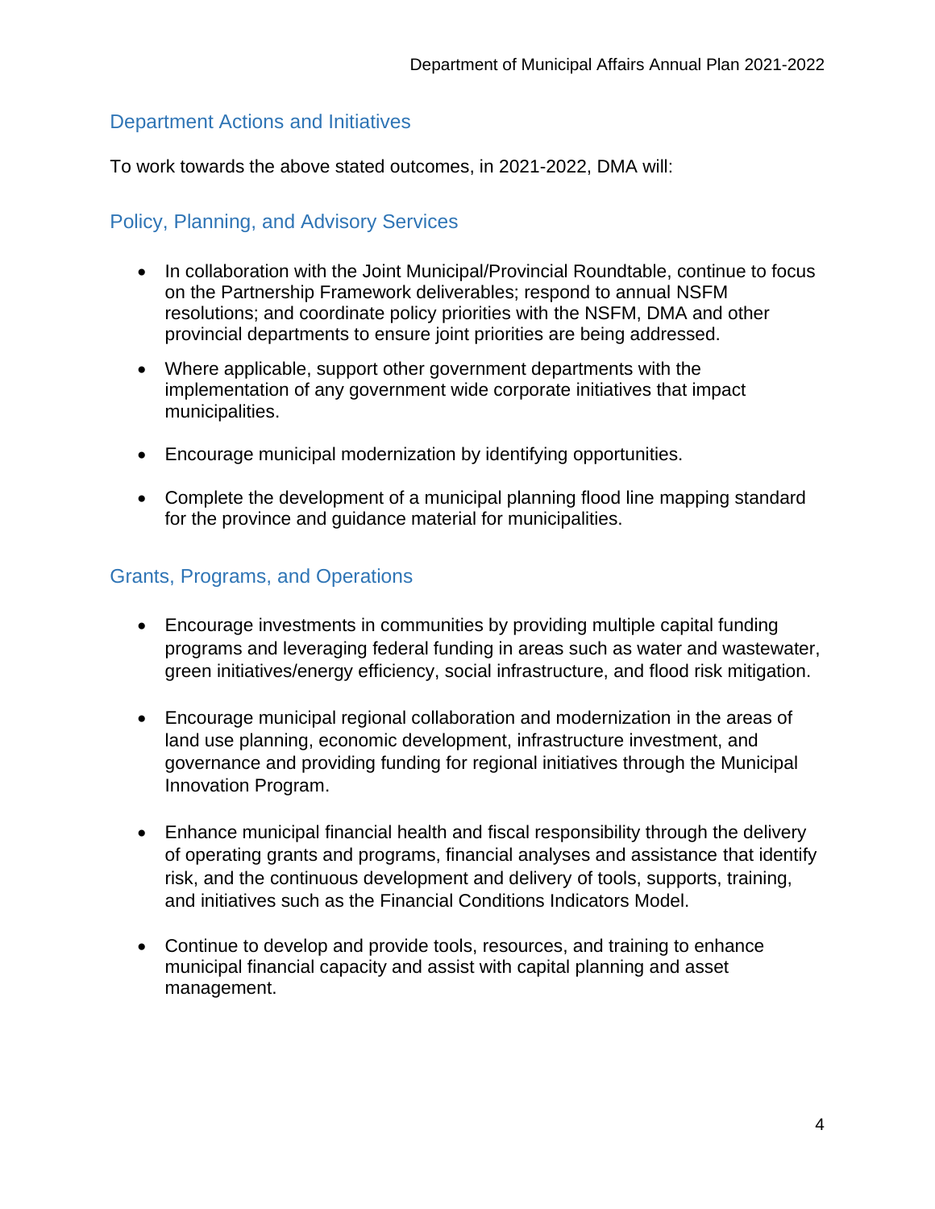## Department Actions and Initiatives

To work towards the above stated outcomes, in 2021-2022, DMA will:

### Policy, Planning, and Advisory Services

- In collaboration with the Joint Municipal/Provincial Roundtable, continue to focus on the Partnership Framework deliverables; respond to annual NSFM resolutions; and coordinate policy priorities with the NSFM, DMA and other provincial departments to ensure joint priorities are being addressed.
- Where applicable, support other government departments with the implementation of any government wide corporate initiatives that impact municipalities.
- Encourage municipal modernization by identifying opportunities.
- Complete the development of a municipal planning flood line mapping standard for the province and guidance material for municipalities.

### Grants, Programs, and Operations

- Encourage investments in communities by providing multiple capital funding programs and leveraging federal funding in areas such as water and wastewater, green initiatives/energy efficiency, social infrastructure, and flood risk mitigation.
- Encourage municipal regional collaboration and modernization in the areas of land use planning, economic development, infrastructure investment, and governance and providing funding for regional initiatives through the Municipal Innovation Program.
- Enhance municipal financial health and fiscal responsibility through the delivery of operating grants and programs, financial analyses and assistance that identify risk, and the continuous development and delivery of tools, supports, training, and initiatives such as the Financial Conditions Indicators Model.
- Continue to develop and provide tools, resources, and training to enhance municipal financial capacity and assist with capital planning and asset management.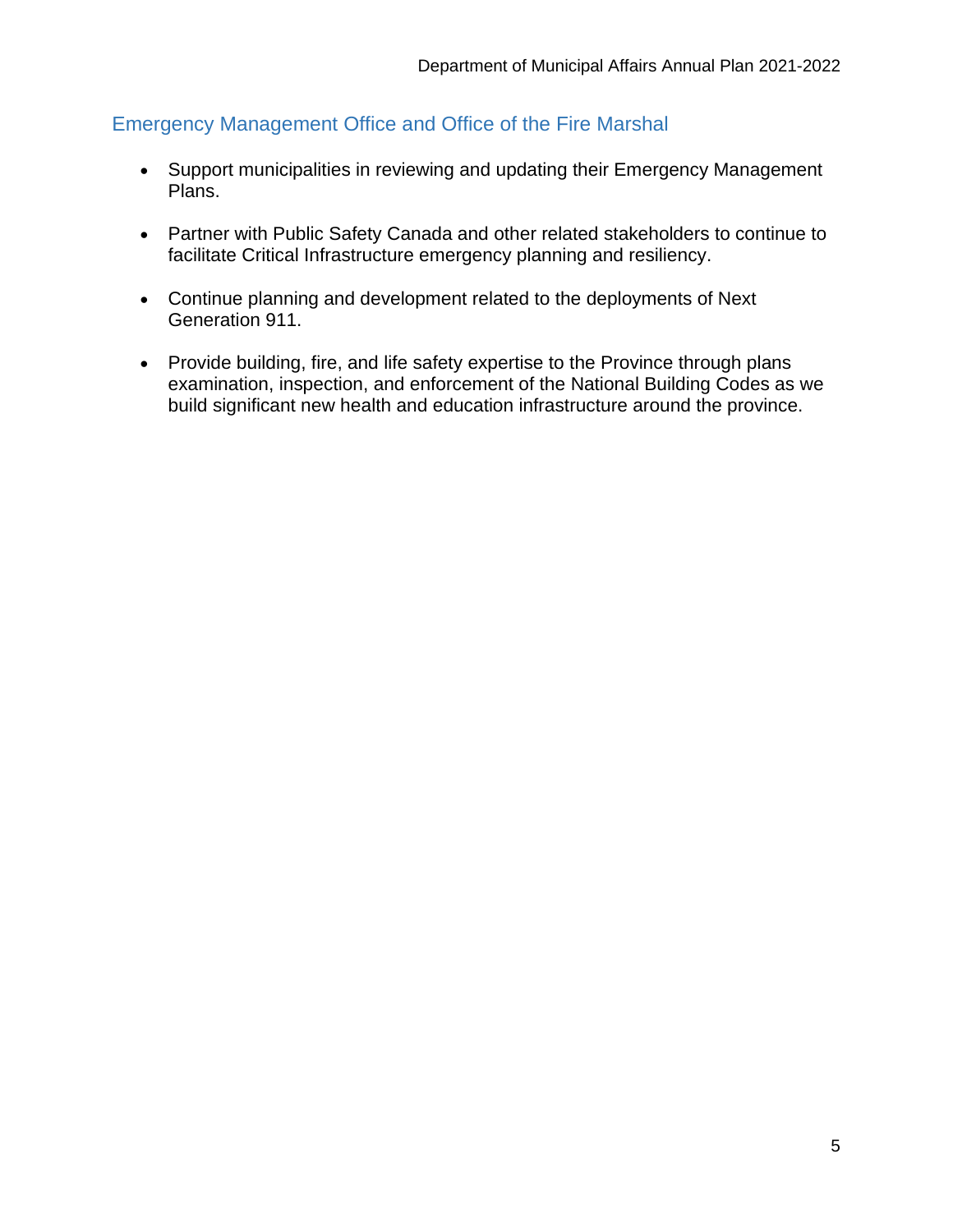## Emergency Management Office and Office of the Fire Marshal

- Support municipalities in reviewing and updating their Emergency Management Plans.
- Partner with Public Safety Canada and other related stakeholders to continue to facilitate Critical Infrastructure emergency planning and resiliency.
- Continue planning and development related to the deployments of Next Generation 911.
- Provide building, fire, and life safety expertise to the Province through plans examination, inspection, and enforcement of the National Building Codes as we build significant new health and education infrastructure around the province.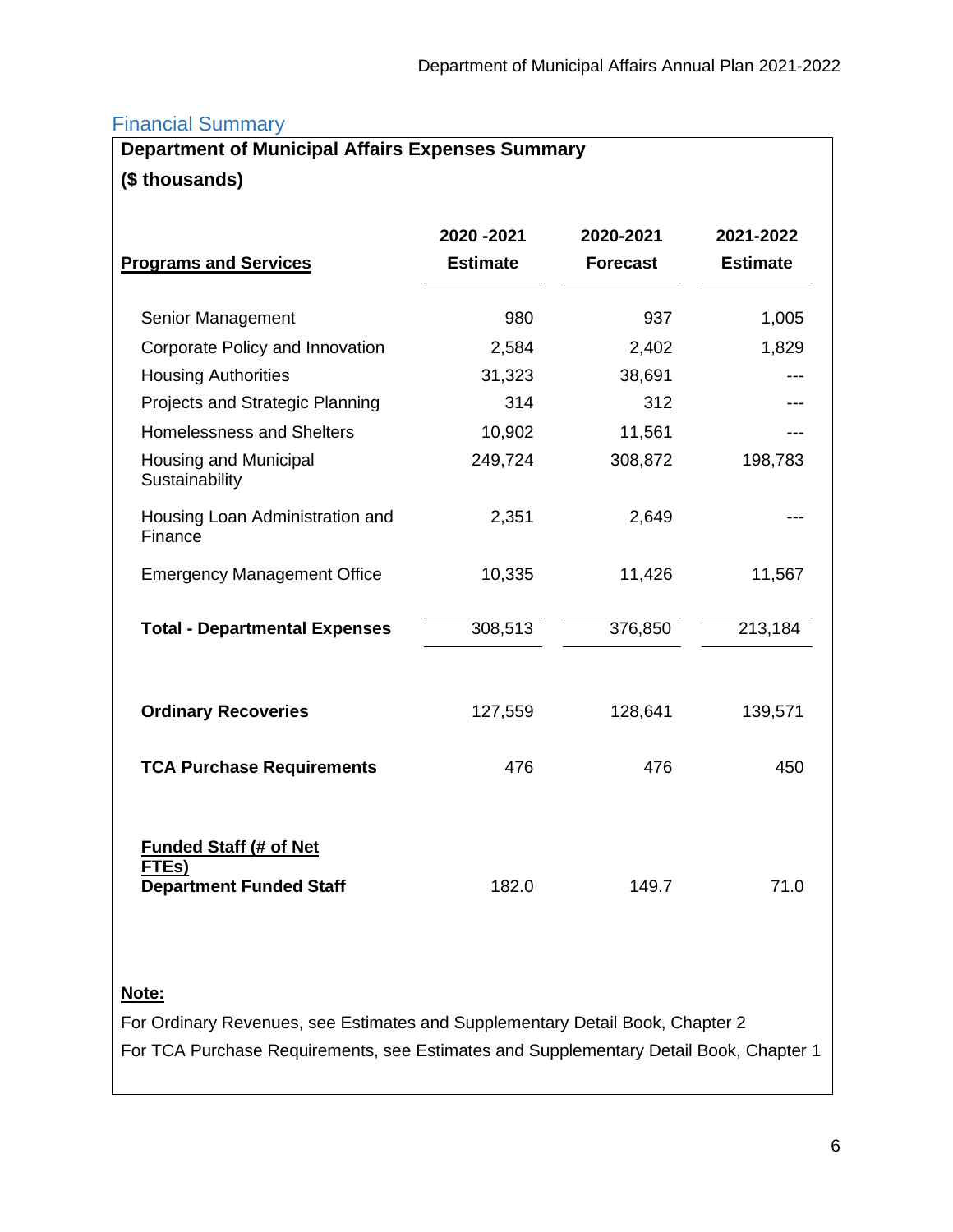## Financial Summary

**Department of Municipal Affairs Expenses Summary**

**($ thousands)**

| Programs and Services | 2020 -2021 Estimate | 2020-2021 Forecast | 2021-2022 Estimate |
|---|---|---|---|
| Senior Management | 980 | 937 | 1,005 |
| Corporate Policy and Innovation | 2,584 | 2,402 | 1,829 |
| Housing Authorities | 31,323 | 38,691 | --- |
| Projects and Strategic Planning | 314 | 312 | --- |
| Homelessness and Shelters | 10,902 | 11,561 | --- |
| Housing and Municipal Sustainability | 249,724 | 308,872 | 198,783 |
| Housing Loan Administration and Finance | 2,351 | 2,649 | --- |
| Emergency Management Office | 10,335 | 11,426 | 11,567 |
| **Total - Departmental Expenses** | 308,513 | 376,850 | 213,184 |
| **Ordinary Recoveries** | 127,559 | 128,641 | 139,571 |
| **TCA Purchase Requirements** | 476 | 476 | 450 |
| **Funded Staff (# of Net FTEs)** | | | |
| **Department Funded Staff** | 182.0 | 149.7 | 71.0 |

**Note:**

For Ordinary Revenues, see Estimates and Supplementary Detail Book, Chapter 2

For TCA Purchase Requirements, see Estimates and Supplementary Detail Book, Chapter 1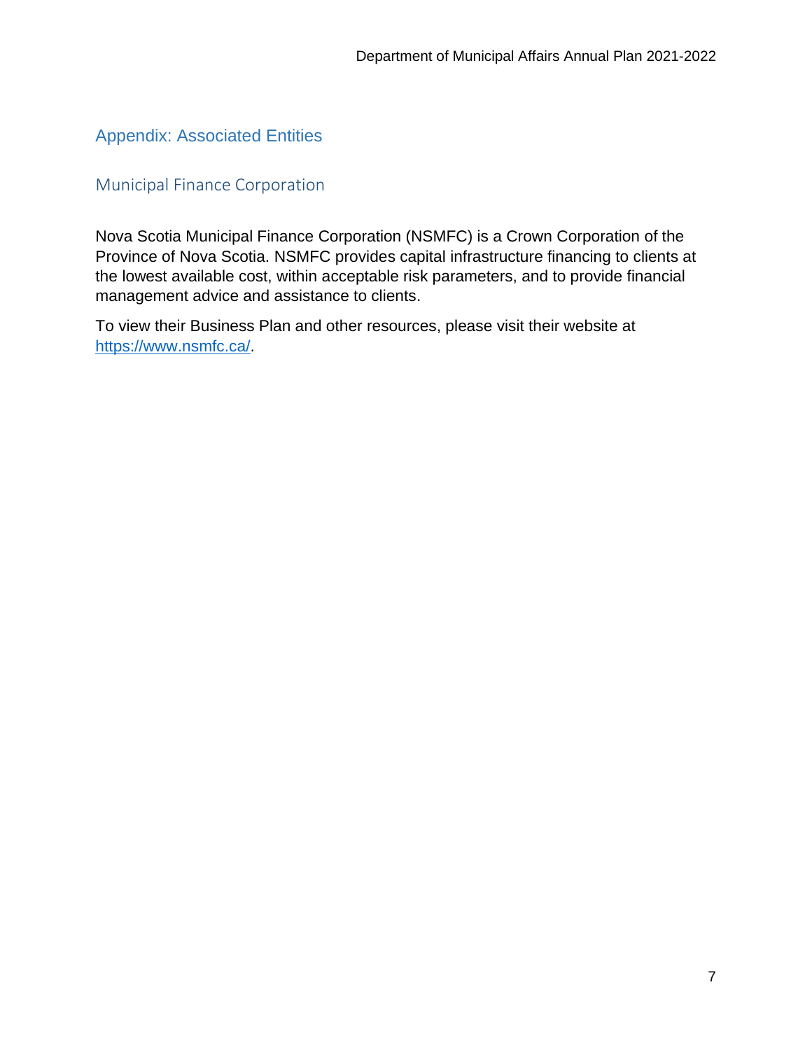## Appendix: Associated Entities

### Municipal Finance Corporation

Nova Scotia Municipal Finance Corporation (NSMFC) is a Crown Corporation of the Province of Nova Scotia. NSMFC provides capital infrastructure financing to clients at the lowest available cost, within acceptable risk parameters, and to provide financial management advice and assistance to clients.

To view their Business Plan and other resources, please visit their website at https://www.nsmfc.ca/.